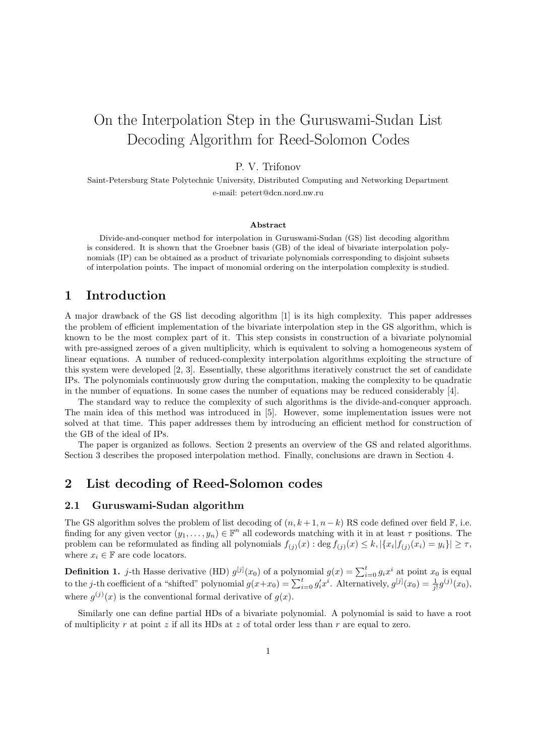# On the Interpolation Step in the Guruswami-Sudan List Decoding Algorithm for Reed-Solomon Codes

P. V. Trifonov

Saint-Petersburg State Polytechnic University, Distributed Computing and Networking Department
e-mail: petert@dcn.nord.nw.ru

**Abstract**

Divide-and-conquer method for interpolation in Guruswami-Sudan (GS) list decoding algorithm is considered. It is shown that the Groebner basis (GB) of the ideal of bivariate interpolation polynomials (IP) can be obtained as a product of trivariate polynomials corresponding to disjoint subsets of interpolation points. The impact of monomial ordering on the interpolation complexity is studied.

## 1 Introduction

A major drawback of the GS list decoding algorithm [1] is its high complexity. This paper addresses the problem of efficient implementation of the bivariate interpolation step in the GS algorithm, which is known to be the most complex part of it. This step consists in construction of a bivariate polynomial with pre-assigned zeroes of a given multiplicity, which is equivalent to solving a homogeneous system of linear equations. A number of reduced-complexity interpolation algorithms exploiting the structure of this system were developed [2, 3]. Essentially, these algorithms iteratively construct the set of candidate IPs. The polynomials continuously grow during the computation, making the complexity to be quadratic in the number of equations. In some cases the number of equations may be reduced considerably [4].

The standard way to reduce the complexity of such algorithms is the divide-and-conquer approach. The main idea of this method was introduced in [5]. However, some implementation issues were not solved at that time. This paper addresses them by introducing an efficient method for construction of the GB of the ideal of IPs.

The paper is organized as follows. Section 2 presents an overview of the GS and related algorithms. Section 3 describes the proposed interpolation method. Finally, conclusions are drawn in Section 4.

## 2 List decoding of Reed-Solomon codes

### 2.1 Guruswami-Sudan algorithm

The GS algorithm solves the problem of list decoding of $(n, k+1, n-k)$ RS code defined over field $\mathbb{F}$, i.e. finding for any given vector $(y_1, \ldots, y_n) \in \mathbb{F}^n$ all codewords matching with it in at least $\tau$ positions. The problem can be reformulated as finding all polynomials $f_{(j)}(x) : \deg f_{(j)}(x) \leq k, |\{x_i | f_{(j)}(x_i) = y_i\}| \geq \tau$, where $x_i \in \mathbb{F}$ are code locators.

**Definition 1.** *$j$-th Hasse derivative (HD) $g^{[j]}(x_0)$ of a polynomial $g(x) = \sum_{i=0}^{t} g_i x^i$ at point $x_0$ is equal to the $j$-th coefficient of a "shifted" polynomial $g(x+x_0) = \sum_{i=0}^{t} g'_i x^i$. Alternatively, $g^{[j]}(x_0) = \frac{1}{j!} g^{(j)}(x_0)$, where $g^{(j)}(x)$ is the conventional formal derivative of $g(x)$.*

Similarly one can define partial HDs of a bivariate polynomial. A polynomial is said to have a root of multiplicity $r$ at point $z$ if all its HDs at $z$ of total order less than $r$ are equal to zero.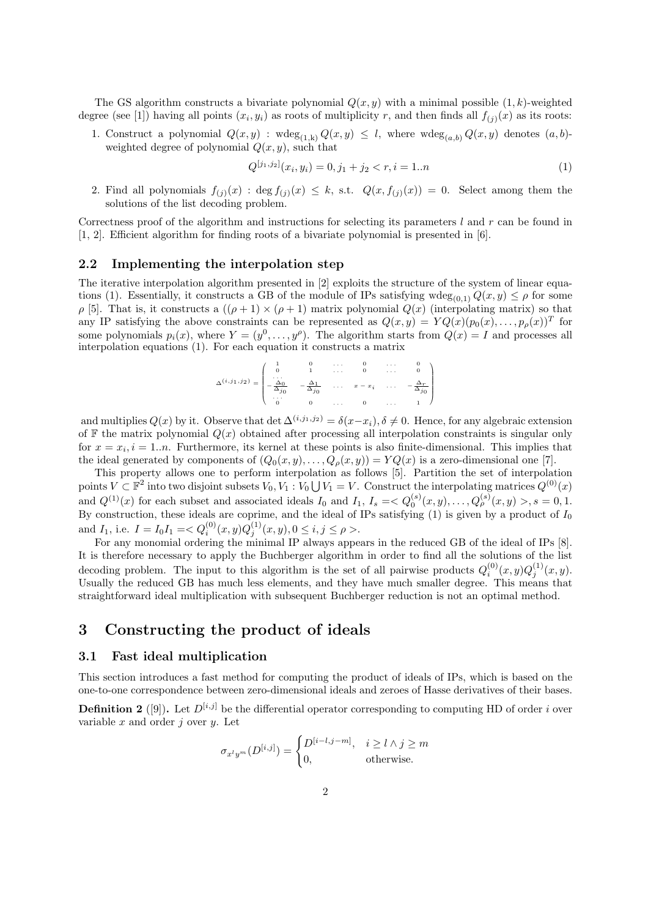The GS algorithm constructs a bivariate polynomial $Q(x,y)$ with a minimal possible $(1,k)$-weighted degree (see [1]) having all points $(x_i,y_i)$ as roots of multiplicity $r$, and then finds all $f_{(j)}(x)$ as its roots:

1. Construct a polynomial $Q(x,y)$ : $\mathrm{wdeg}_{(1,k)} Q(x,y) \leq l$, where $\mathrm{wdeg}_{(a,b)} Q(x,y)$ denotes $(a,b)$-weighted degree of polynomial $Q(x,y)$, such that
$$Q^{[j_1,j_2]}(x_i,y_i)=0, j_1+j_2<r, i=1..n \tag{1}$$
2. Find all polynomials $f_{(j)}(x)$ : $\deg f_{(j)}(x) \leq k$, s.t. $Q(x,f_{(j)}(x))=0$. Select among them the solutions of the list decoding problem.

Correctness proof of the algorithm and instructions for selecting its parameters $l$ and $r$ can be found in [1, 2]. Efficient algorithm for finding roots of a bivariate polynomial is presented in [6].

### 2.2 Implementing the interpolation step

The iterative interpolation algorithm presented in [2] exploits the structure of the system of linear equations (1). Essentially, it constructs a GB of the module of IPs satisfying $\mathrm{wdeg}_{(0,1)} Q(x,y) \leq \rho$ for some $\rho$ [5]. That is, it constructs a $((\rho+1)\times(\rho+1)$ matrix polynomial $Q(x)$ (interpolating matrix) so that any IP satisfying the above constraints can be represented as $Q(x,y)=YQ(x)(p_0(x),\ldots,p_\rho(x))^T$ for some polynomials $p_i(x)$, where $Y=(y^0,\ldots,y^\rho)$. The algorithm starts from $Q(x)=I$ and processes all interpolation equations (1). For each equation it constructs a matrix

$$\Delta^{(i,j_1,j_2)}=\begin{pmatrix} 1 & 0 & \ldots & 0 & \ldots & 0 \\ 0 & 1 & \ldots & 0 & \ldots & 0 \\ \ldots \\ -\frac{\Delta_0}{\Delta_{j0}} & -\frac{\Delta_1}{\Delta_{j0}} & \ldots & x-x_i & \ldots & -\frac{\Delta_r}{\Delta_{j0}} \\ \ldots \\ 0 & 0 & \ldots & 0 & \ldots & 1 \end{pmatrix}$$

and multiplies $Q(x)$ by it. Observe that $\det \Delta^{(i,j_1,j_2)}=\delta(x-x_i), \delta\neq 0$. Hence, for any algebraic extension of $\mathbb{F}$ the matrix polynomial $Q(x)$ obtained after processing all interpolation constraints is singular only for $x=x_i, i=1..n$. Furthermore, its kernel at these points is also finite-dimensional. This implies that the ideal generated by components of $(Q_0(x,y),\ldots,Q_\rho(x,y))=YQ(x)$ is a zero-dimensional one [7].

This property allows one to perform interpolation as follows [5]. Partition the set of interpolation points $V\subset\mathbb{F}^2$ into two disjoint subsets $V_0,V_1 : V_0\bigcup V_1=V$. Construct the interpolating matrices $Q^{(0)}(x)$ and $Q^{(1)}(x)$ for each subset and associated ideals $I_0$ and $I_1$, $I_s=<Q_0^{(s)}(x,y),\ldots,Q_\rho^{(s)}(x,y)>, s=0,1$. By construction, these ideals are coprime, and the ideal of IPs satisfying (1) is given by a product of $I_0$ and $I_1$, i.e. $I=I_0I_1=<Q_i^{(0)}(x,y)Q_j^{(1)}(x,y), 0\leq i,j\leq \rho>$.

For any monomial ordering the minimal IP always appears in the reduced GB of the ideal of IPs [8]. It is therefore necessary to apply the Buchberger algorithm in order to find all the solutions of the list decoding problem. The input to this algorithm is the set of all pairwise products $Q_i^{(0)}(x,y)Q_j^{(1)}(x,y)$. Usually the reduced GB has much less elements, and they have much smaller degree. This means that straightforward ideal multiplication with subsequent Buchberger reduction is not an optimal method.

## 3 Constructing the product of ideals

### 3.1 Fast ideal multiplication

This section introduces a fast method for computing the product of ideals of IPs, which is based on the one-to-one correspondence between zero-dimensional ideals and zeroes of Hasse derivatives of their bases.

**Definition 2** ([9])**.** Let $D^{[i,j]}$ be the differential operator corresponding to computing HD of order $i$ over variable $x$ and order $j$ over $y$. Let

$$\sigma_{x^l y^m}(D^{[i,j]})=\begin{cases} D^{[i-l,j-m]}, & i\geq l \wedge j\geq m \\ 0, & \text{otherwise.} \end{cases}$$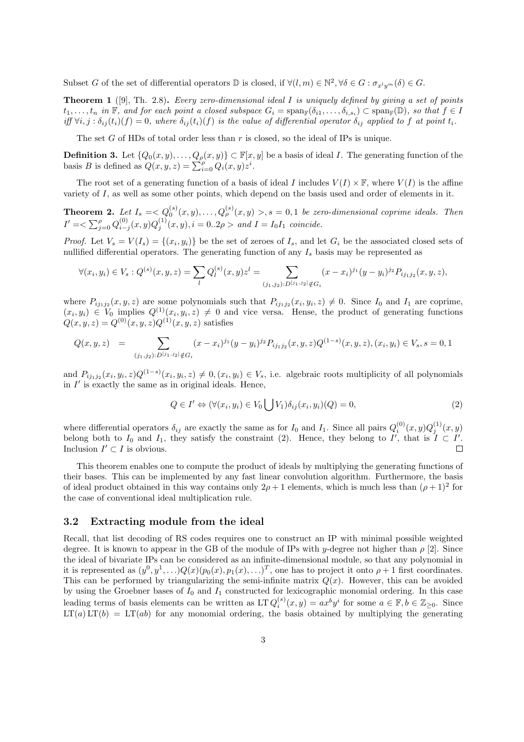Subset $G$ of the set of differential operators $\mathbb{D}$ is closed, if $\forall (l,m) \in \mathbb{N}^2, \forall \delta \in G : \sigma_{x^l y^m}(\delta) \in G$.

**Theorem 1** ([9], Th. 2.8)**.** *Every zero-dimensional ideal $I$ is uniquely defined by giving a set of points $t_1, \ldots, t_n$ in $\mathbb{F}$, and for each point a closed subspace $G_i = \operatorname{span}_{\mathbb{F}}(\delta_{i1}, \ldots, \delta_{i,s_i}) \subset \operatorname{span}_{\mathbb{F}}(\mathbb{D})$, so that $f \in I$ iff $\forall i, j : \delta_{ij}(t_i)(f) = 0$, where $\delta_{ij}(t_i)(f)$ is the value of differential operator $\delta_{ij}$ applied to $f$ at point $t_i$.*

The set $G$ of HDs of total order less than $r$ is closed, so the ideal of IPs is unique.

**Definition 3.** Let $\{Q_0(x,y), \ldots, Q_\rho(x,y)\} \subset \mathbb{F}[x,y]$ be a basis of ideal $I$. The generating function of the basis $B$ is defined as $Q(x,y,z) = \sum_{i=0}^{\rho} Q_i(x,y) z^i$.

The root set of a generating function of a basis of ideal $I$ includes $V(I) \times \mathbb{F}$, where $V(I)$ is the affine variety of $I$, as well as some other points, which depend on the basis used and order of elements in it.

**Theorem 2.** *Let $I_s = < Q_0^{(s)}(x,y), \ldots, Q_\rho^{(s)}(x,y) >, s = 0,1$ be zero-dimensional coprime ideals. Then $I' = < \sum_{j=0}^{\rho} Q_{i-j}^{(0)}(x,y) Q_j^{(1)}(x,y), i = 0..2\rho >$ and $I = I_0 I_1$ coincide.*

*Proof.* Let $V_s = V(I_s) = \{(x_i, y_i)\}$ be the set of zeroes of $I_s$, and let $G_i$ be the associated closed sets of nullified differential operators. The generating function of any $I_s$ basis may be represented as

$$\forall (x_i, y_i) \in V_s : Q^{(s)}(x,y,z) = \sum_l Q_l^{(s)}(x,y) z^l = \sum_{(j_1,j_2): D^{[j_1,j_2]} \notin G_i} (x - x_i)^{j_1} (y - y_i)^{j_2} P_{i j_1 j_2}(x,y,z),$$

where $P_{i j_1 j_2}(x,y,z)$ are some polynomials such that $P_{i j_1 j_2}(x_i, y_i, z) \neq 0$. Since $I_0$ and $I_1$ are coprime, $(x_i, y_i) \in V_0$ implies $Q^{(1)}(x_i, y_i, z) \neq 0$ and vice versa. Hense, the product of generating functions $Q(x,y,z) = Q^{(0)}(x,y,z) Q^{(1)}(x,y,z)$ satisfies

$$Q(x,y,z) \quad = \sum_{(j_1,j_2): D^{[j_1,j_2]} \notin G_i} (x - x_i)^{j_1} (y - y_i)^{j_2} P_{i j_1 j_2}(x,y,z) Q^{(1-s)}(x,y,z), (x_i, y_i) \in V_s, s = 0,1$$

and $P_{i j_1 j_2}(x_i, y_i, z) Q^{(1-s)}(x_i, y_i, z) \neq 0, (x_i, y_i) \in V_s$, i.e. algebraic roots multiplicity of all polynomials in $I'$ is exactly the same as in original ideals. Hence,

$$Q \in I' \Leftrightarrow (\forall (x_i, y_i) \in V_0 \bigcup V_1) \delta_{ij}(x_i, y_i)(Q) = 0, \tag{2}$$

where differential operators $\delta_{ij}$ are exactly the same as for $I_0$ and $I_1$. Since all pairs $Q_i^{(0)}(x,y) Q_j^{(1)}(x,y)$ belong both to $I_0$ and $I_1$, they satisfy the constraint (2). Hence, they belong to $I'$, that is $I \subset I'$. Inclusion $I' \subset I$ is obvious. $\square$

This theorem enables one to compute the product of ideals by multiplying the generating functions of their bases. This can be implemented by any fast linear convolution algorithm. Furthermore, the basis of ideal product obtained in this way contains only $2\rho + 1$ elements, which is much less than $(\rho + 1)^2$ for the case of conventional ideal multiplication rule.

### 3.2 Extracting module from the ideal

Recall, that list decoding of RS codes requires one to construct an IP with minimal possible weighted degree. It is known to appear in the GB of the module of IPs with $y$-degree not higher than $\rho$ [2]. Since the ideal of bivariate IPs can be considered as an infinite-dimensional module, so that any polynomial in it is represented as $(y^0, y^1, \ldots) Q(x) (p_0(x), p_1(x), \ldots)^T$, one has to project it onto $\rho + 1$ first coordinates. This can be performed by triangularizing the semi-infinite matrix $Q(x)$. However, this can be avoided by using the Groebner bases of $I_0$ and $I_1$ constructed for lexicographic monomial ordering. In this case leading terms of basis elements can be written as $\operatorname{LT} Q_i^{(s)}(x,y) = a x^b y^i$ for some $a \in \mathbb{F}, b \in \mathbb{Z}_{\geq 0}$. Since $\operatorname{LT}(a) \operatorname{LT}(b) = \operatorname{LT}(ab)$ for any monomial ordering, the basis obtained by multiplying the generating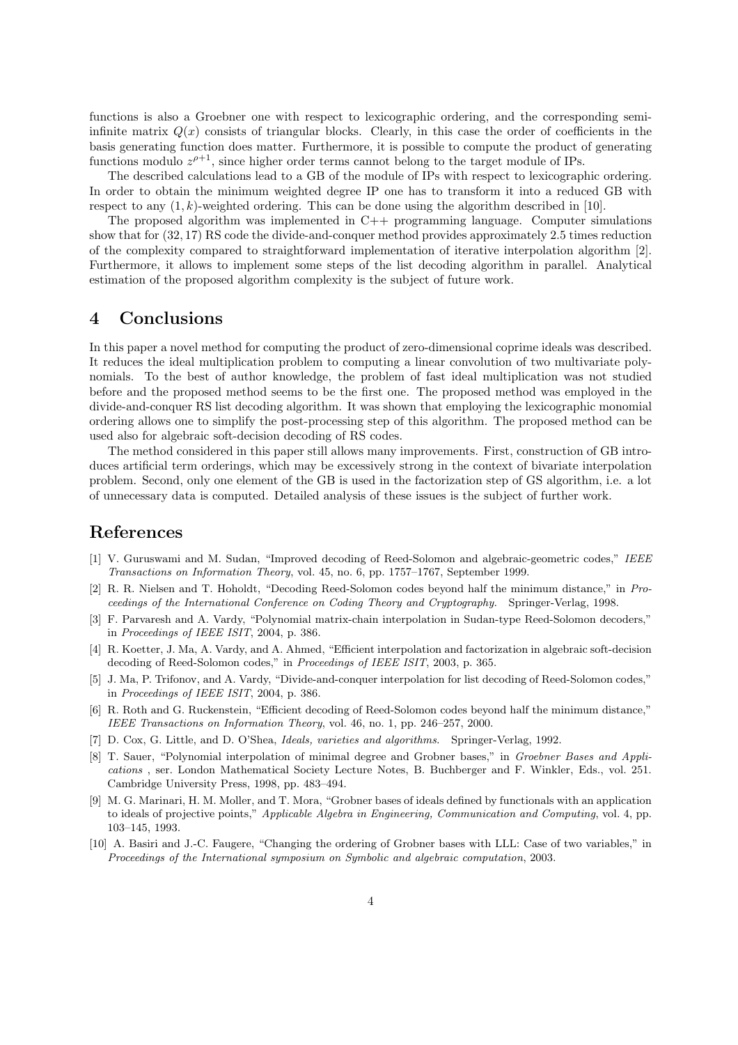functions is also a Groebner one with respect to lexicographic ordering, and the corresponding semi-infinite matrix $Q(x)$ consists of triangular blocks. Clearly, in this case the order of coefficients in the basis generating function does matter. Furthermore, it is possible to compute the product of generating functions modulo $z^{\rho+1}$, since higher order terms cannot belong to the target module of IPs.

The described calculations lead to a GB of the module of IPs with respect to lexicographic ordering. In order to obtain the minimum weighted degree IP one has to transform it into a reduced GB with respect to any $(1, k)$-weighted ordering. This can be done using the algorithm described in [10].

The proposed algorithm was implemented in C++ programming language. Computer simulations show that for $(32, 17)$ RS code the divide-and-conquer method provides approximately 2.5 times reduction of the complexity compared to straightforward implementation of iterative interpolation algorithm [2]. Furthermore, it allows to implement some steps of the list decoding algorithm in parallel. Analytical estimation of the proposed algorithm complexity is the subject of future work.

## 4 Conclusions

In this paper a novel method for computing the product of zero-dimensional coprime ideals was described. It reduces the ideal multiplication problem to computing a linear convolution of two multivariate polynomials. To the best of author knowledge, the problem of fast ideal multiplication was not studied before and the proposed method seems to be the first one. The proposed method was employed in the divide-and-conquer RS list decoding algorithm. It was shown that employing the lexicographic monomial ordering allows one to simplify the post-processing step of this algorithm. The proposed method can be used also for algebraic soft-decision decoding of RS codes.

The method considered in this paper still allows many improvements. First, construction of GB introduces artificial term orderings, which may be excessively strong in the context of bivariate interpolation problem. Second, only one element of the GB is used in the factorization step of GS algorithm, i.e. a lot of unnecessary data is computed. Detailed analysis of these issues is the subject of further work.

## References

[1] V. Guruswami and M. Sudan, "Improved decoding of Reed-Solomon and algebraic-geometric codes," *IEEE Transactions on Information Theory*, vol. 45, no. 6, pp. 1757–1767, September 1999.

[2] R. R. Nielsen and T. Hoholdt, "Decoding Reed-Solomon codes beyond half the minimum distance," in *Proceedings of the International Conference on Coding Theory and Cryptography*. Springer-Verlag, 1998.

[3] F. Parvaresh and A. Vardy, "Polynomial matrix-chain interpolation in Sudan-type Reed-Solomon decoders," in *Proceedings of IEEE ISIT*, 2004, p. 386.

[4] R. Koetter, J. Ma, A. Vardy, and A. Ahmed, "Efficient interpolation and factorization in algebraic soft-decision decoding of Reed-Solomon codes," in *Proceedings of IEEE ISIT*, 2003, p. 365.

[5] J. Ma, P. Trifonov, and A. Vardy, "Divide-and-conquer interpolation for list decoding of Reed-Solomon codes," in *Proceedings of IEEE ISIT*, 2004, p. 386.

[6] R. Roth and G. Ruckenstein, "Efficient decoding of Reed-Solomon codes beyond half the minimum distance," *IEEE Transactions on Information Theory*, vol. 46, no. 1, pp. 246–257, 2000.

[7] D. Cox, G. Little, and D. O'Shea, *Ideals, varieties and algorithms*. Springer-Verlag, 1992.

[8] T. Sauer, "Polynomial interpolation of minimal degree and Grobner bases," in *Groebner Bases and Applications* , ser. London Mathematical Society Lecture Notes, B. Buchberger and F. Winkler, Eds., vol. 251. Cambridge University Press, 1998, pp. 483–494.

[9] M. G. Marinari, H. M. Moller, and T. Mora, "Grobner bases of ideals defined by functionals with an application to ideals of projective points," *Applicable Algebra in Engineering, Communication and Computing*, vol. 4, pp. 103–145, 1993.

[10] A. Basiri and J.-C. Faugere, "Changing the ordering of Grobner bases with LLL: Case of two variables," in *Proceedings of the International symposium on Symbolic and algebraic computation*, 2003.